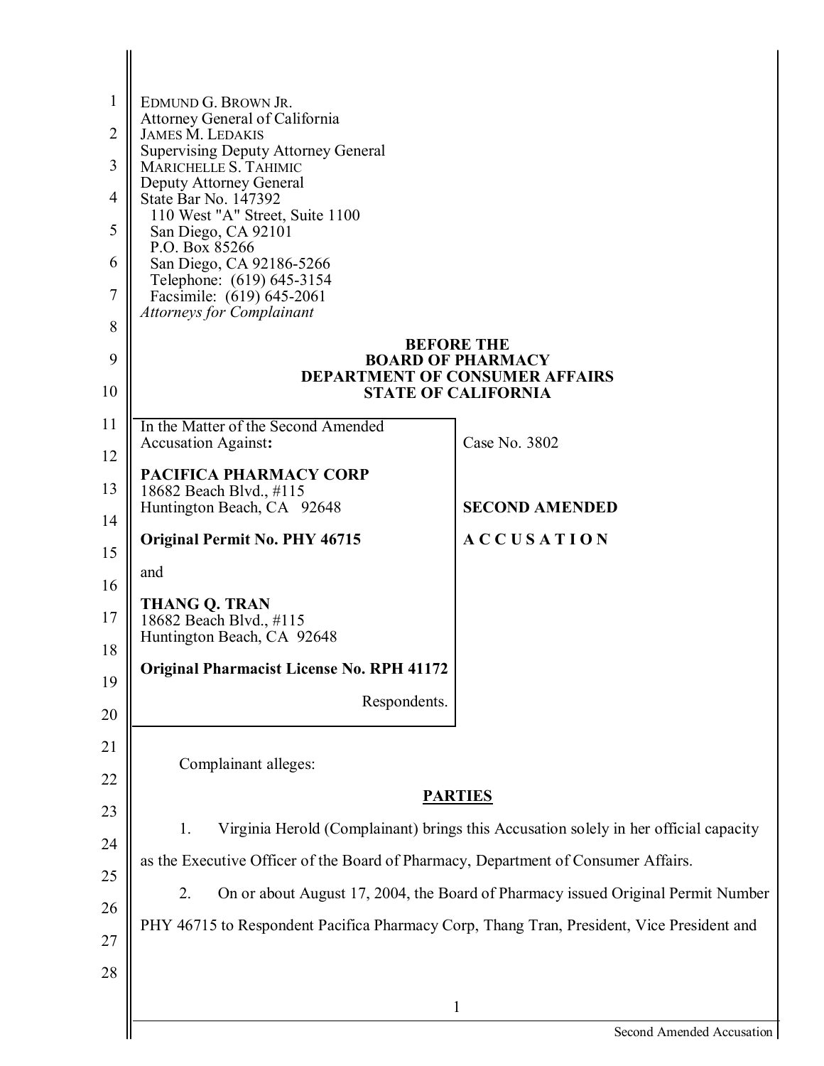EDMUND G. BROWN JR.
Attorney General of California
JAMES M. LEDAKIS
Supervising Deputy Attorney General
MARICHELLE S. TAHIMIC
Deputy Attorney General
State Bar No. 147392
110 West "A" Street, Suite 1100
San Diego, CA 92101
P.O. Box 85266
San Diego, CA 92186-5266
Telephone: (619) 645-3154
Facsimile: (619) 645-2061
*Attorneys for Complainant*

**BEFORE THE**
**BOARD OF PHARMACY**
**DEPARTMENT OF CONSUMER AFFAIRS**
**STATE OF CALIFORNIA**

| In the Matter of the Second Amended Accusation Against: | Case No. 3802 |
|---|---|
| **PACIFICA PHARMACY CORP**<br>18682 Beach Blvd., #115<br>Huntington Beach, CA 92648 | **SECOND AMENDED** |
| **Original Permit No. PHY 46715** | **A C C U S A T I O N** |
| and | |
| **THANG Q. TRAN**<br>18682 Beach Blvd., #115<br>Huntington Beach, CA 92648 | |
| **Original Pharmacist License No. RPH 41172** | |
| Respondents. | |

Complainant alleges:

## PARTIES

1. Virginia Herold (Complainant) brings this Accusation solely in her official capacity as the Executive Officer of the Board of Pharmacy, Department of Consumer Affairs.

2. On or about August 17, 2004, the Board of Pharmacy issued Original Permit Number PHY 46715 to Respondent Pacifica Pharmacy Corp, Thang Tran, President, Vice President and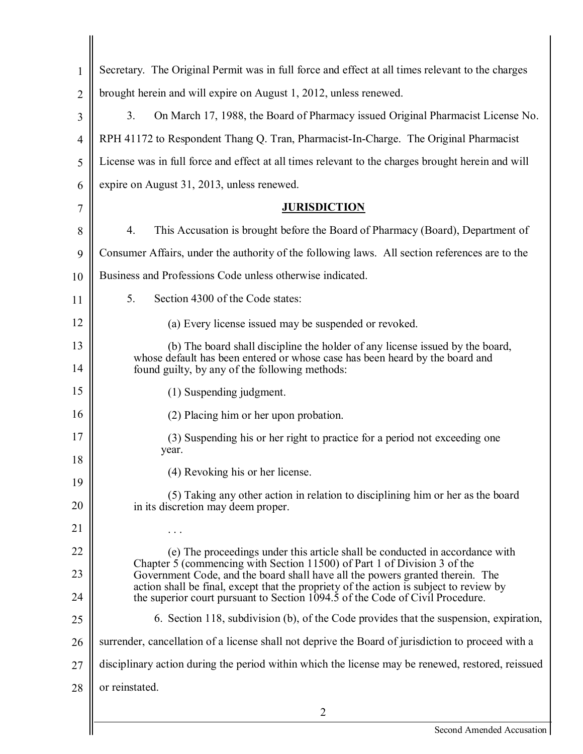Secretary. The Original Permit was in full force and effect at all times relevant to the charges brought herein and will expire on August 1, 2012, unless renewed.

3. On March 17, 1988, the Board of Pharmacy issued Original Pharmacist License No. RPH 41172 to Respondent Thang Q. Tran, Pharmacist-In-Charge. The Original Pharmacist License was in full force and effect at all times relevant to the charges brought herein and will expire on August 31, 2013, unless renewed.

## JURISDICTION

4. This Accusation is brought before the Board of Pharmacy (Board), Department of Consumer Affairs, under the authority of the following laws. All section references are to the Business and Professions Code unless otherwise indicated.

5. Section 4300 of the Code states:

> (a) Every license issued may be suspended or revoked.
>
> (b) The board shall discipline the holder of any license issued by the board, whose default has been entered or whose case has been heard by the board and found guilty, by any of the following methods:
>
> (1) Suspending judgment.
>
> (2) Placing him or her upon probation.
>
> (3) Suspending his or her right to practice for a period not exceeding one year.
>
> (4) Revoking his or her license.
>
> (5) Taking any other action in relation to disciplining him or her as the board in its discretion may deem proper.
>
> . . .
>
> (e) The proceedings under this article shall be conducted in accordance with Chapter 5 (commencing with Section 11500) of Part 1 of Division 3 of the Government Code, and the board shall have all the powers granted therein. The action shall be final, except that the propriety of the action is subject to review by the superior court pursuant to Section 1094.5 of the Code of Civil Procedure.

6. Section 118, subdivision (b), of the Code provides that the suspension, expiration, surrender, cancellation of a license shall not deprive the Board of jurisdiction to proceed with a disciplinary action during the period within which the license may be renewed, restored, reissued or reinstated.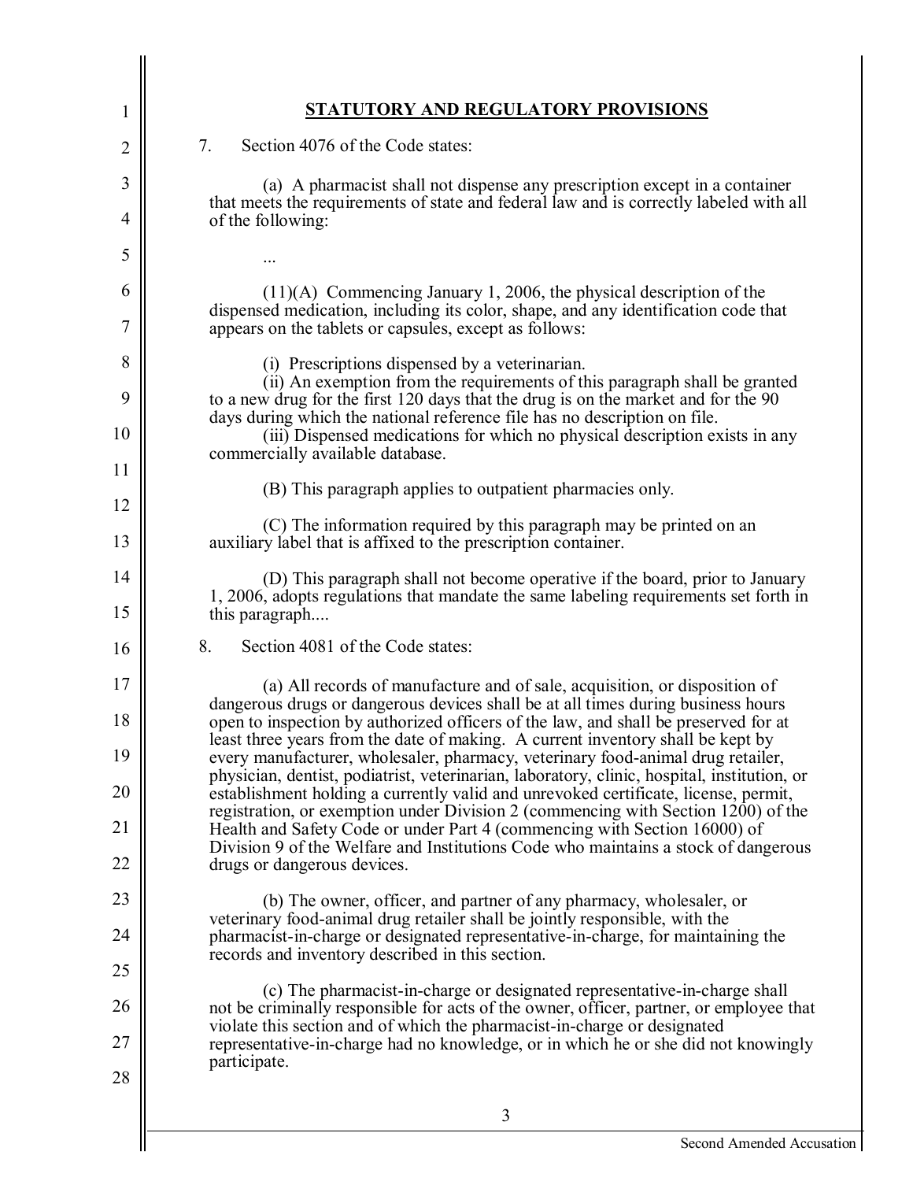## STATUTORY AND REGULATORY PROVISIONS

7. Section 4076 of the Code states:

(a) A pharmacist shall not dispense any prescription except in a container that meets the requirements of state and federal law and is correctly labeled with all of the following:

...

(11)(A) Commencing January 1, 2006, the physical description of the dispensed medication, including its color, shape, and any identification code that appears on the tablets or capsules, except as follows:

(i) Prescriptions dispensed by a veterinarian.
(ii) An exemption from the requirements of this paragraph shall be granted to a new drug for the first 120 days that the drug is on the market and for the 90 days during which the national reference file has no description on file.
(iii) Dispensed medications for which no physical description exists in any commercially available database.

(B) This paragraph applies to outpatient pharmacies only.

(C) The information required by this paragraph may be printed on an auxiliary label that is affixed to the prescription container.

(D) This paragraph shall not become operative if the board, prior to January 1, 2006, adopts regulations that mandate the same labeling requirements set forth in this paragraph....

8. Section 4081 of the Code states:

(a) All records of manufacture and of sale, acquisition, or disposition of dangerous drugs or dangerous devices shall be at all times during business hours open to inspection by authorized officers of the law, and shall be preserved for at least three years from the date of making. A current inventory shall be kept by every manufacturer, wholesaler, pharmacy, veterinary food-animal drug retailer, physician, dentist, podiatrist, veterinarian, laboratory, clinic, hospital, institution, or establishment holding a currently valid and unrevoked certificate, license, permit, registration, or exemption under Division 2 (commencing with Section 1200) of the Health and Safety Code or under Part 4 (commencing with Section 16000) of Division 9 of the Welfare and Institutions Code who maintains a stock of dangerous drugs or dangerous devices.

(b) The owner, officer, and partner of any pharmacy, wholesaler, or veterinary food-animal drug retailer shall be jointly responsible, with the pharmacist-in-charge or designated representative-in-charge, for maintaining the records and inventory described in this section.

(c) The pharmacist-in-charge or designated representative-in-charge shall not be criminally responsible for acts of the owner, officer, partner, or employee that violate this section and of which the pharmacist-in-charge or designated representative-in-charge had no knowledge, or in which he or she did not knowingly participate.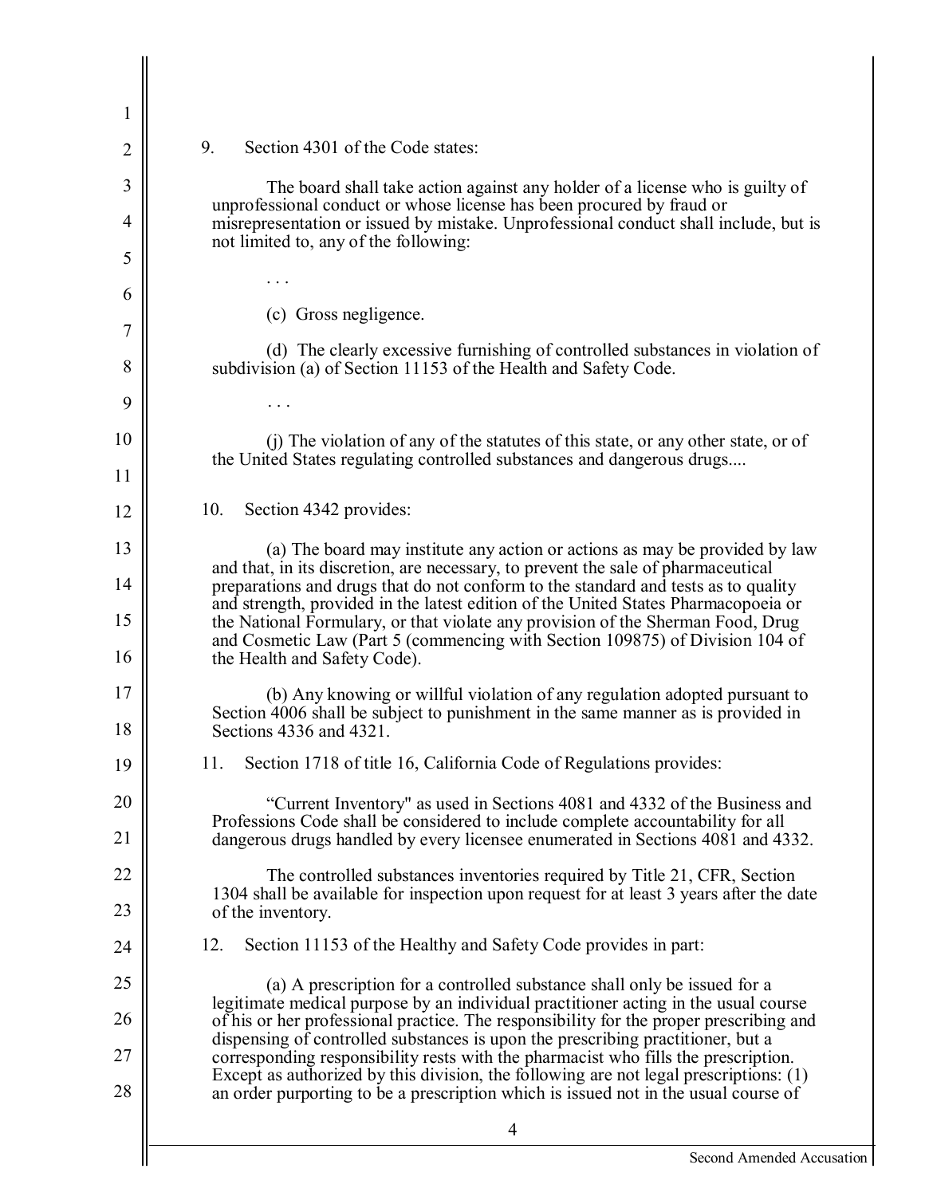9. Section 4301 of the Code states:

> The board shall take action against any holder of a license who is guilty of unprofessional conduct or whose license has been procured by fraud or misrepresentation or issued by mistake. Unprofessional conduct shall include, but is not limited to, any of the following:
>
> . . .
>
> (c) Gross negligence.
>
> (d) The clearly excessive furnishing of controlled substances in violation of subdivision (a) of Section 11153 of the Health and Safety Code.
>
> . . .
>
> (j) The violation of any of the statutes of this state, or any other state, or of the United States regulating controlled substances and dangerous drugs....

10. Section 4342 provides:

> (a) The board may institute any action or actions as may be provided by law and that, in its discretion, are necessary, to prevent the sale of pharmaceutical preparations and drugs that do not conform to the standard and tests as to quality and strength, provided in the latest edition of the United States Pharmacopoeia or the National Formulary, or that violate any provision of the Sherman Food, Drug and Cosmetic Law (Part 5 (commencing with Section 109875) of Division 104 of the Health and Safety Code).
>
> (b) Any knowing or willful violation of any regulation adopted pursuant to Section 4006 shall be subject to punishment in the same manner as is provided in Sections 4336 and 4321.

11. Section 1718 of title 16, California Code of Regulations provides:

> "Current Inventory" as used in Sections 4081 and 4332 of the Business and Professions Code shall be considered to include complete accountability for all dangerous drugs handled by every licensee enumerated in Sections 4081 and 4332.
>
> The controlled substances inventories required by Title 21, CFR, Section 1304 shall be available for inspection upon request for at least 3 years after the date of the inventory.

12. Section 11153 of the Healthy and Safety Code provides in part:

> (a) A prescription for a controlled substance shall only be issued for a legitimate medical purpose by an individual practitioner acting in the usual course of his or her professional practice. The responsibility for the proper prescribing and dispensing of controlled substances is upon the prescribing practitioner, but a corresponding responsibility rests with the pharmacist who fills the prescription. Except as authorized by this division, the following are not legal prescriptions: (1) an order purporting to be a prescription which is issued not in the usual course of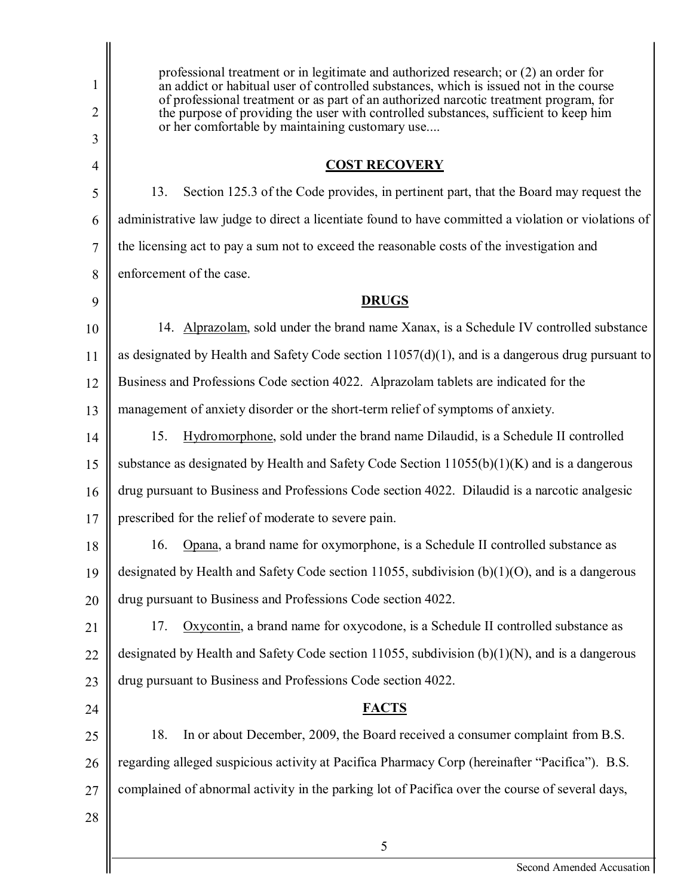> professional treatment or in legitimate and authorized research; or (2) an order for an addict or habitual user of controlled substances, which is issued not in the course of professional treatment or as part of an authorized narcotic treatment program, for the purpose of providing the user with controlled substances, sufficient to keep him or her comfortable by maintaining customary use....

**COST RECOVERY**

13. Section 125.3 of the Code provides, in pertinent part, that the Board may request the administrative law judge to direct a licentiate found to have committed a violation or violations of the licensing act to pay a sum not to exceed the reasonable costs of the investigation and enforcement of the case.

**DRUGS**

14. Alprazolam, sold under the brand name Xanax, is a Schedule IV controlled substance as designated by Health and Safety Code section 11057(d)(1), and is a dangerous drug pursuant to Business and Professions Code section 4022. Alprazolam tablets are indicated for the management of anxiety disorder or the short-term relief of symptoms of anxiety.

15. Hydromorphone, sold under the brand name Dilaudid, is a Schedule II controlled substance as designated by Health and Safety Code Section 11055(b)(1)(K) and is a dangerous drug pursuant to Business and Professions Code section 4022. Dilaudid is a narcotic analgesic prescribed for the relief of moderate to severe pain.

16. Opana, a brand name for oxymorphone, is a Schedule II controlled substance as designated by Health and Safety Code section 11055, subdivision (b)(1)(O), and is a dangerous drug pursuant to Business and Professions Code section 4022.

17. Oxycontin, a brand name for oxycodone, is a Schedule II controlled substance as designated by Health and Safety Code section 11055, subdivision (b)(1)(N), and is a dangerous drug pursuant to Business and Professions Code section 4022.

**FACTS**

18. In or about December, 2009, the Board received a consumer complaint from B.S. regarding alleged suspicious activity at Pacifica Pharmacy Corp (hereinafter "Pacifica"). B.S. complained of abnormal activity in the parking lot of Pacifica over the course of several days,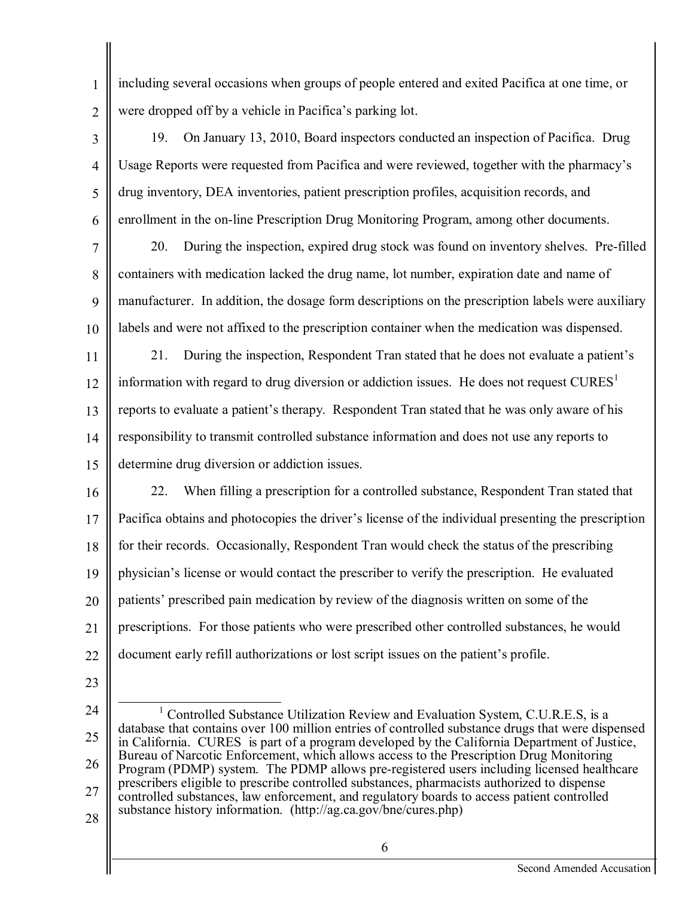including several occasions when groups of people entered and exited Pacifica at one time, or were dropped off by a vehicle in Pacifica's parking lot.

19. On January 13, 2010, Board inspectors conducted an inspection of Pacifica. Drug Usage Reports were requested from Pacifica and were reviewed, together with the pharmacy's drug inventory, DEA inventories, patient prescription profiles, acquisition records, and enrollment in the on-line Prescription Drug Monitoring Program, among other documents.

20. During the inspection, expired drug stock was found on inventory shelves. Pre-filled containers with medication lacked the drug name, lot number, expiration date and name of manufacturer. In addition, the dosage form descriptions on the prescription labels were auxiliary labels and were not affixed to the prescription container when the medication was dispensed.

21. During the inspection, Respondent Tran stated that he does not evaluate a patient's information with regard to drug diversion or addiction issues. He does not request CURES[1] reports to evaluate a patient's therapy. Respondent Tran stated that he was only aware of his responsibility to transmit controlled substance information and does not use any reports to determine drug diversion or addiction issues.

22. When filling a prescription for a controlled substance, Respondent Tran stated that Pacifica obtains and photocopies the driver's license of the individual presenting the prescription for their records. Occasionally, Respondent Tran would check the status of the prescribing physician's license or would contact the prescriber to verify the prescription. He evaluated patients' prescribed pain medication by review of the diagnosis written on some of the prescriptions. For those patients who were prescribed other controlled substances, he would document early refill authorizations or lost script issues on the patient's profile.

---

[1] Controlled Substance Utilization Review and Evaluation System, C.U.R.E.S, is a database that contains over 100 million entries of controlled substance drugs that were dispensed in California. CURES is part of a program developed by the California Department of Justice, Bureau of Narcotic Enforcement, which allows access to the Prescription Drug Monitoring Program (PDMP) system. The PDMP allows pre-registered users including licensed healthcare prescribers eligible to prescribe controlled substances, pharmacists authorized to dispense controlled substances, law enforcement, and regulatory boards to access patient controlled substance history information. (http://ag.ca.gov/bne/cures.php)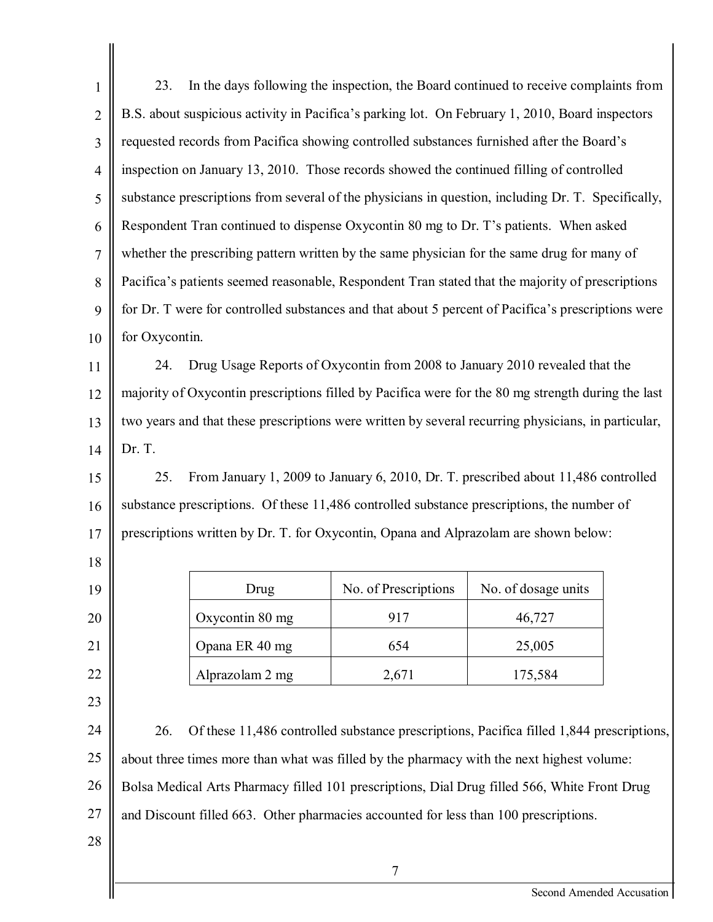23. In the days following the inspection, the Board continued to receive complaints from B.S. about suspicious activity in Pacifica's parking lot. On February 1, 2010, Board inspectors requested records from Pacifica showing controlled substances furnished after the Board's inspection on January 13, 2010. Those records showed the continued filling of controlled substance prescriptions from several of the physicians in question, including Dr. T. Specifically, Respondent Tran continued to dispense Oxycontin 80 mg to Dr. T's patients. When asked whether the prescribing pattern written by the same physician for the same drug for many of Pacifica's patients seemed reasonable, Respondent Tran stated that the majority of prescriptions for Dr. T were for controlled substances and that about 5 percent of Pacifica's prescriptions were for Oxycontin.

24. Drug Usage Reports of Oxycontin from 2008 to January 2010 revealed that the majority of Oxycontin prescriptions filled by Pacifica were for the 80 mg strength during the last two years and that these prescriptions were written by several recurring physicians, in particular, Dr. T.

25. From January 1, 2009 to January 6, 2010, Dr. T. prescribed about 11,486 controlled substance prescriptions. Of these 11,486 controlled substance prescriptions, the number of prescriptions written by Dr. T. for Oxycontin, Opana and Alprazolam are shown below:

| Drug | No. of Prescriptions | No. of dosage units |
|---|---|---|
| Oxycontin 80 mg | 917 | 46,727 |
| Opana ER 40 mg | 654 | 25,005 |
| Alprazolam 2 mg | 2,671 | 175,584 |

26. Of these 11,486 controlled substance prescriptions, Pacifica filled 1,844 prescriptions, about three times more than what was filled by the pharmacy with the next highest volume: Bolsa Medical Arts Pharmacy filled 101 prescriptions, Dial Drug filled 566, White Front Drug and Discount filled 663. Other pharmacies accounted for less than 100 prescriptions.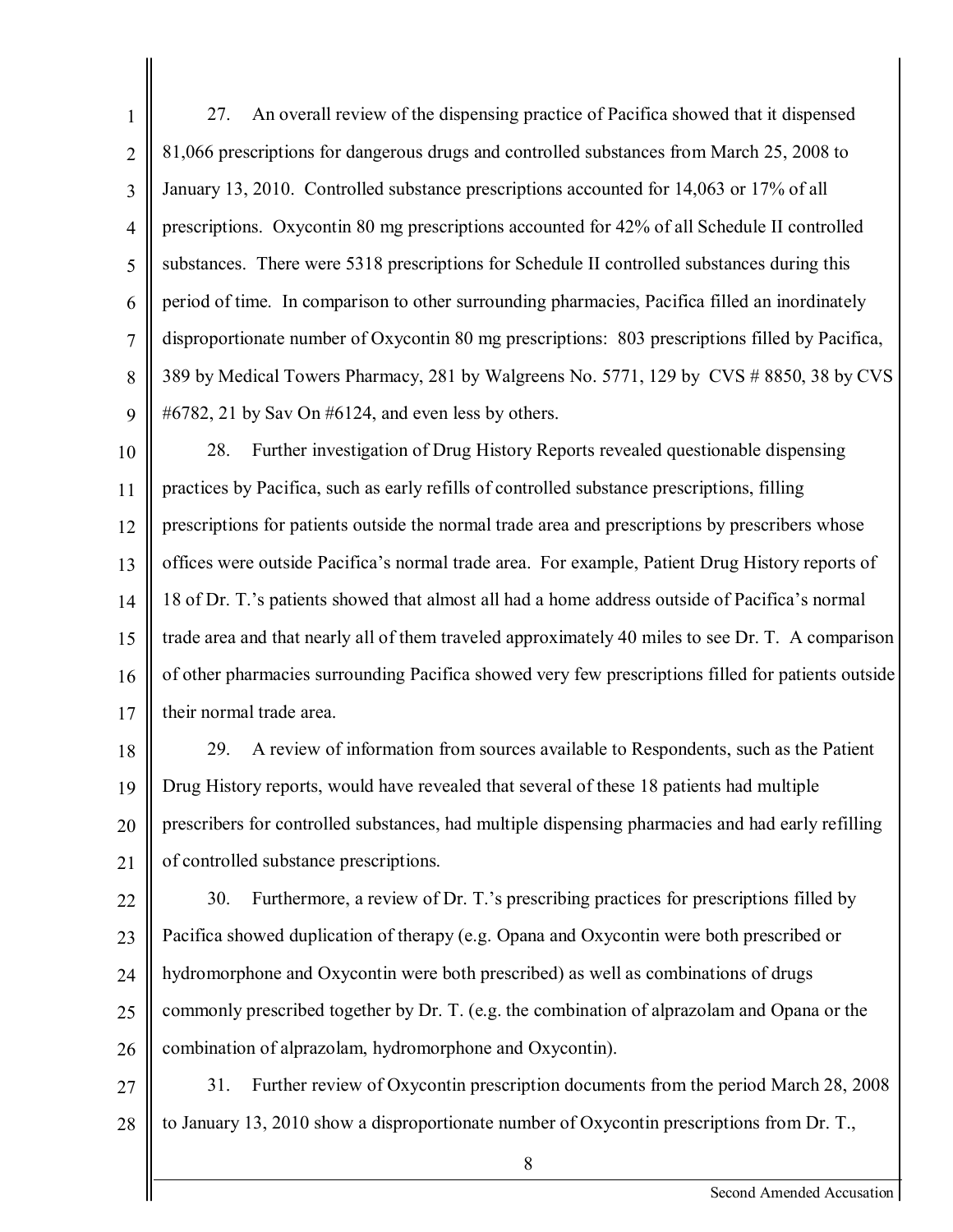27. An overall review of the dispensing practice of Pacifica showed that it dispensed 81,066 prescriptions for dangerous drugs and controlled substances from March 25, 2008 to January 13, 2010. Controlled substance prescriptions accounted for 14,063 or 17% of all prescriptions. Oxycontin 80 mg prescriptions accounted for 42% of all Schedule II controlled substances. There were 5318 prescriptions for Schedule II controlled substances during this period of time. In comparison to other surrounding pharmacies, Pacifica filled an inordinately disproportionate number of Oxycontin 80 mg prescriptions: 803 prescriptions filled by Pacifica, 389 by Medical Towers Pharmacy, 281 by Walgreens No. 5771, 129 by CVS # 8850, 38 by CVS #6782, 21 by Sav On #6124, and even less by others.

28. Further investigation of Drug History Reports revealed questionable dispensing practices by Pacifica, such as early refills of controlled substance prescriptions, filling prescriptions for patients outside the normal trade area and prescriptions by prescribers whose offices were outside Pacifica's normal trade area. For example, Patient Drug History reports of 18 of Dr. T.'s patients showed that almost all had a home address outside of Pacifica's normal trade area and that nearly all of them traveled approximately 40 miles to see Dr. T. A comparison of other pharmacies surrounding Pacifica showed very few prescriptions filled for patients outside their normal trade area.

29. A review of information from sources available to Respondents, such as the Patient Drug History reports, would have revealed that several of these 18 patients had multiple prescribers for controlled substances, had multiple dispensing pharmacies and had early refilling of controlled substance prescriptions.

30. Furthermore, a review of Dr. T.'s prescribing practices for prescriptions filled by Pacifica showed duplication of therapy (e.g. Opana and Oxycontin were both prescribed or hydromorphone and Oxycontin were both prescribed) as well as combinations of drugs commonly prescribed together by Dr. T. (e.g. the combination of alprazolam and Opana or the combination of alprazolam, hydromorphone and Oxycontin).

31. Further review of Oxycontin prescription documents from the period March 28, 2008 to January 13, 2010 show a disproportionate number of Oxycontin prescriptions from Dr. T.,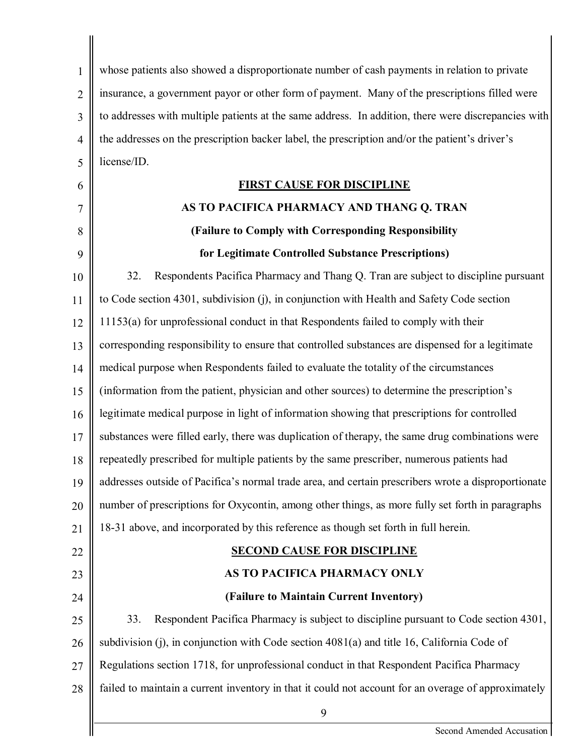whose patients also showed a disproportionate number of cash payments in relation to private insurance, a government payor or other form of payment. Many of the prescriptions filled were to addresses with multiple patients at the same address. In addition, there were discrepancies with the addresses on the prescription backer label, the prescription and/or the patient's driver's license/ID.

**FIRST CAUSE FOR DISCIPLINE**

**AS TO PACIFICA PHARMACY AND THANG Q. TRAN**

**(Failure to Comply with Corresponding Responsibility for Legitimate Controlled Substance Prescriptions)**

32. Respondents Pacifica Pharmacy and Thang Q. Tran are subject to discipline pursuant to Code section 4301, subdivision (j), in conjunction with Health and Safety Code section 11153(a) for unprofessional conduct in that Respondents failed to comply with their corresponding responsibility to ensure that controlled substances are dispensed for a legitimate medical purpose when Respondents failed to evaluate the totality of the circumstances (information from the patient, physician and other sources) to determine the prescription's legitimate medical purpose in light of information showing that prescriptions for controlled substances were filled early, there was duplication of therapy, the same drug combinations were repeatedly prescribed for multiple patients by the same prescriber, numerous patients had addresses outside of Pacifica's normal trade area, and certain prescribers wrote a disproportionate number of prescriptions for Oxycontin, among other things, as more fully set forth in paragraphs 18-31 above, and incorporated by this reference as though set forth in full herein.

**SECOND CAUSE FOR DISCIPLINE**

**AS TO PACIFICA PHARMACY ONLY**

**(Failure to Maintain Current Inventory)**

33. Respondent Pacifica Pharmacy is subject to discipline pursuant to Code section 4301, subdivision (j), in conjunction with Code section 4081(a) and title 16, California Code of Regulations section 1718, for unprofessional conduct in that Respondent Pacifica Pharmacy failed to maintain a current inventory in that it could not account for an overage of approximately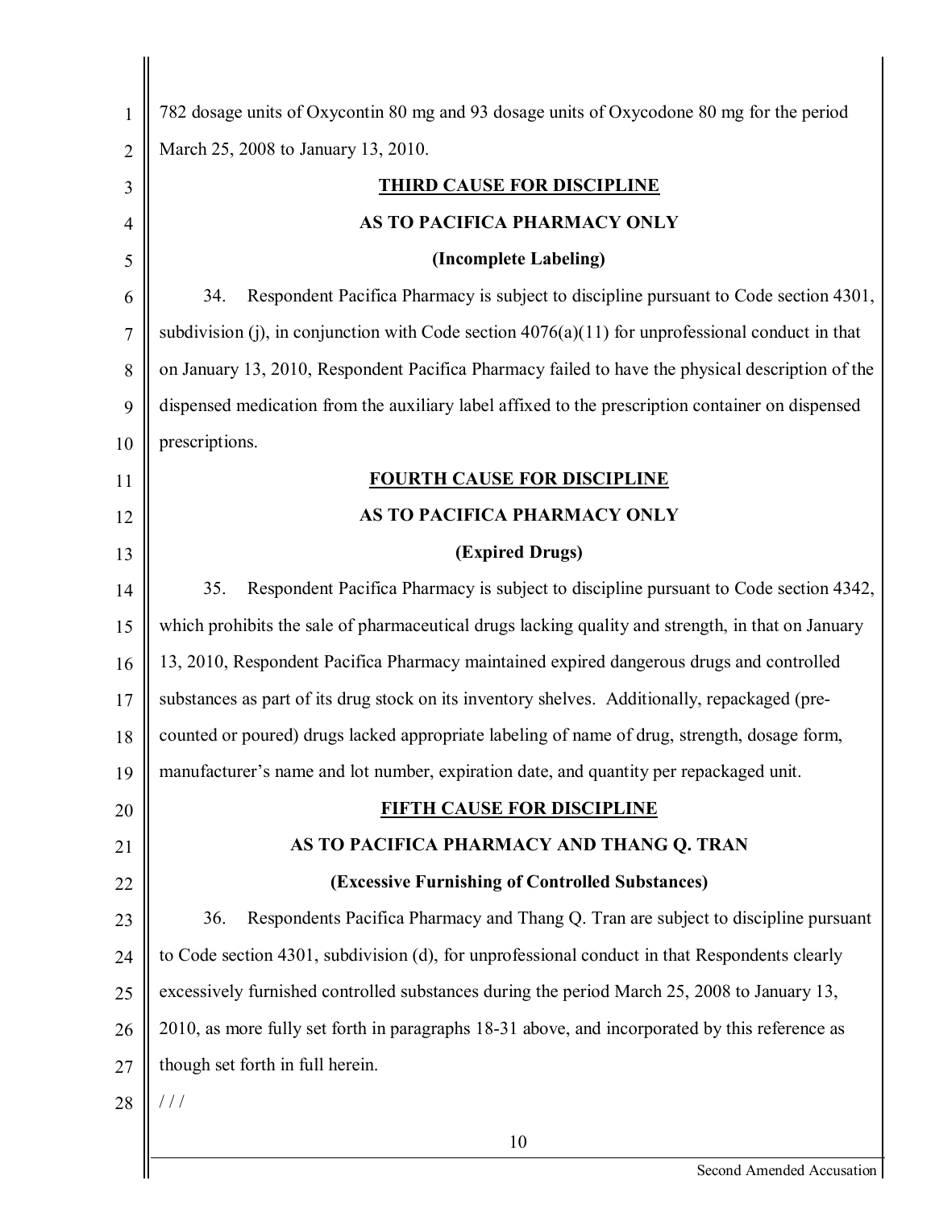782 dosage units of Oxycontin 80 mg and 93 dosage units of Oxycodone 80 mg for the period March 25, 2008 to January 13, 2010.

**THIRD CAUSE FOR DISCIPLINE**

**AS TO PACIFICA PHARMACY ONLY**

**(Incomplete Labeling)**

34. Respondent Pacifica Pharmacy is subject to discipline pursuant to Code section 4301, subdivision (j), in conjunction with Code section 4076(a)(11) for unprofessional conduct in that on January 13, 2010, Respondent Pacifica Pharmacy failed to have the physical description of the dispensed medication from the auxiliary label affixed to the prescription container on dispensed prescriptions.

**FOURTH CAUSE FOR DISCIPLINE**

**AS TO PACIFICA PHARMACY ONLY**

**(Expired Drugs)**

35. Respondent Pacifica Pharmacy is subject to discipline pursuant to Code section 4342, which prohibits the sale of pharmaceutical drugs lacking quality and strength, in that on January 13, 2010, Respondent Pacifica Pharmacy maintained expired dangerous drugs and controlled substances as part of its drug stock on its inventory shelves. Additionally, repackaged (pre-counted or poured) drugs lacked appropriate labeling of name of drug, strength, dosage form, manufacturer's name and lot number, expiration date, and quantity per repackaged unit.

**FIFTH CAUSE FOR DISCIPLINE**

**AS TO PACIFICA PHARMACY AND THANG Q. TRAN**

**(Excessive Furnishing of Controlled Substances)**

36. Respondents Pacifica Pharmacy and Thang Q. Tran are subject to discipline pursuant to Code section 4301, subdivision (d), for unprofessional conduct in that Respondents clearly excessively furnished controlled substances during the period March 25, 2008 to January 13, 2010, as more fully set forth in paragraphs 18-31 above, and incorporated by this reference as though set forth in full herein.

/ / /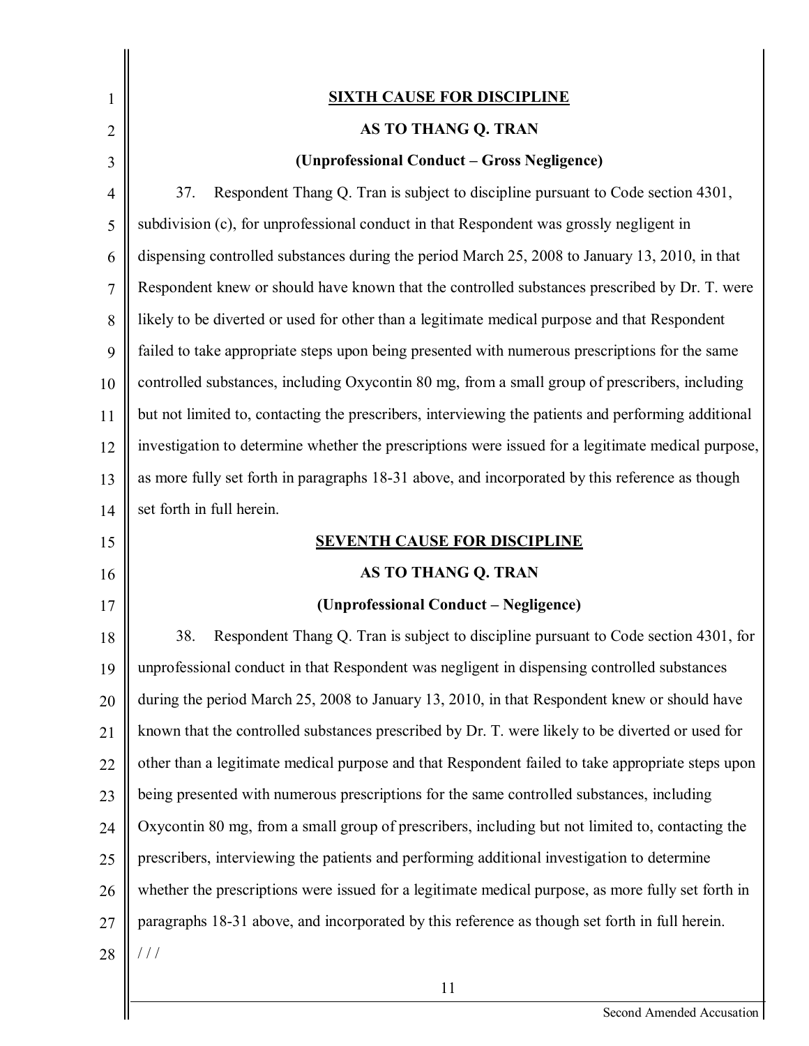**SIXTH CAUSE FOR DISCIPLINE**

**AS TO THANG Q. TRAN**

**(Unprofessional Conduct – Gross Negligence)**

37. Respondent Thang Q. Tran is subject to discipline pursuant to Code section 4301, subdivision (c), for unprofessional conduct in that Respondent was grossly negligent in dispensing controlled substances during the period March 25, 2008 to January 13, 2010, in that Respondent knew or should have known that the controlled substances prescribed by Dr. T. were likely to be diverted or used for other than a legitimate medical purpose and that Respondent failed to take appropriate steps upon being presented with numerous prescriptions for the same controlled substances, including Oxycontin 80 mg, from a small group of prescribers, including but not limited to, contacting the prescribers, interviewing the patients and performing additional investigation to determine whether the prescriptions were issued for a legitimate medical purpose, as more fully set forth in paragraphs 18-31 above, and incorporated by this reference as though set forth in full herein.

**SEVENTH CAUSE FOR DISCIPLINE**

**AS TO THANG Q. TRAN**

**(Unprofessional Conduct – Negligence)**

38. Respondent Thang Q. Tran is subject to discipline pursuant to Code section 4301, for unprofessional conduct in that Respondent was negligent in dispensing controlled substances during the period March 25, 2008 to January 13, 2010, in that Respondent knew or should have known that the controlled substances prescribed by Dr. T. were likely to be diverted or used for other than a legitimate medical purpose and that Respondent failed to take appropriate steps upon being presented with numerous prescriptions for the same controlled substances, including Oxycontin 80 mg, from a small group of prescribers, including but not limited to, contacting the prescribers, interviewing the patients and performing additional investigation to determine whether the prescriptions were issued for a legitimate medical purpose, as more fully set forth in paragraphs 18-31 above, and incorporated by this reference as though set forth in full herein.

/ / /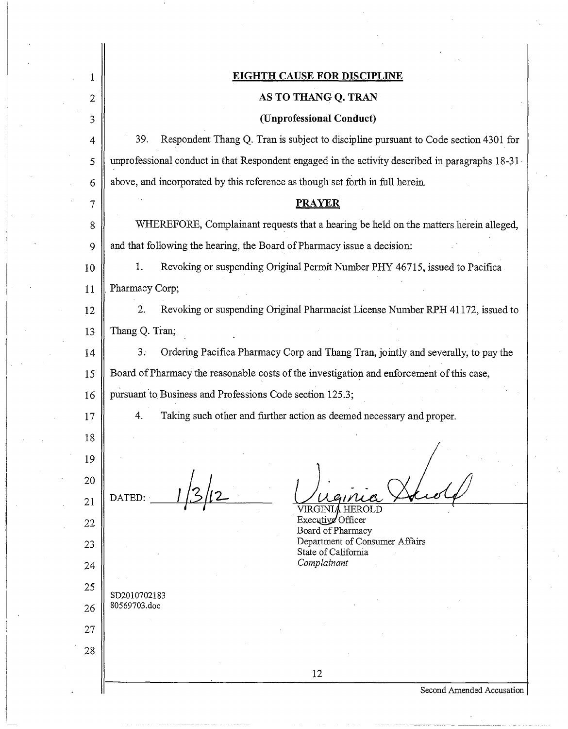**EIGHTH CAUSE FOR DISCIPLINE**

**AS TO THANG Q. TRAN**

**(Unprofessional Conduct)**

39. Respondent Thang Q. Tran is subject to discipline pursuant to Code section 4301 for unprofessional conduct in that Respondent engaged in the activity described in paragraphs 18-31 above, and incorporated by this reference as though set forth in full herein.

**PRAYER**

WHEREFORE, Complainant requests that a hearing be held on the matters herein alleged, and that following the hearing, the Board of Pharmacy issue a decision:

1. Revoking or suspending Original Permit Number PHY 46715, issued to Pacifica Pharmacy Corp;

2. Revoking or suspending Original Pharmacist License Number RPH 41172, issued to Thang Q. Tran;

3. Ordering Pacifica Pharmacy Corp and Thang Tran, jointly and severally, to pay the Board of Pharmacy the reasonable costs of the investigation and enforcement of this case, pursuant to Business and Professions Code section 125.3;

4. Taking such other and further action as deemed necessary and proper.

DATED: 1/3/12

VIRGINIA HEROLD
Executive Officer
Board of Pharmacy
Department of Consumer Affairs
State of California
*Complainant*

SD2010702183
80569703.doc

Second Amended Accusation